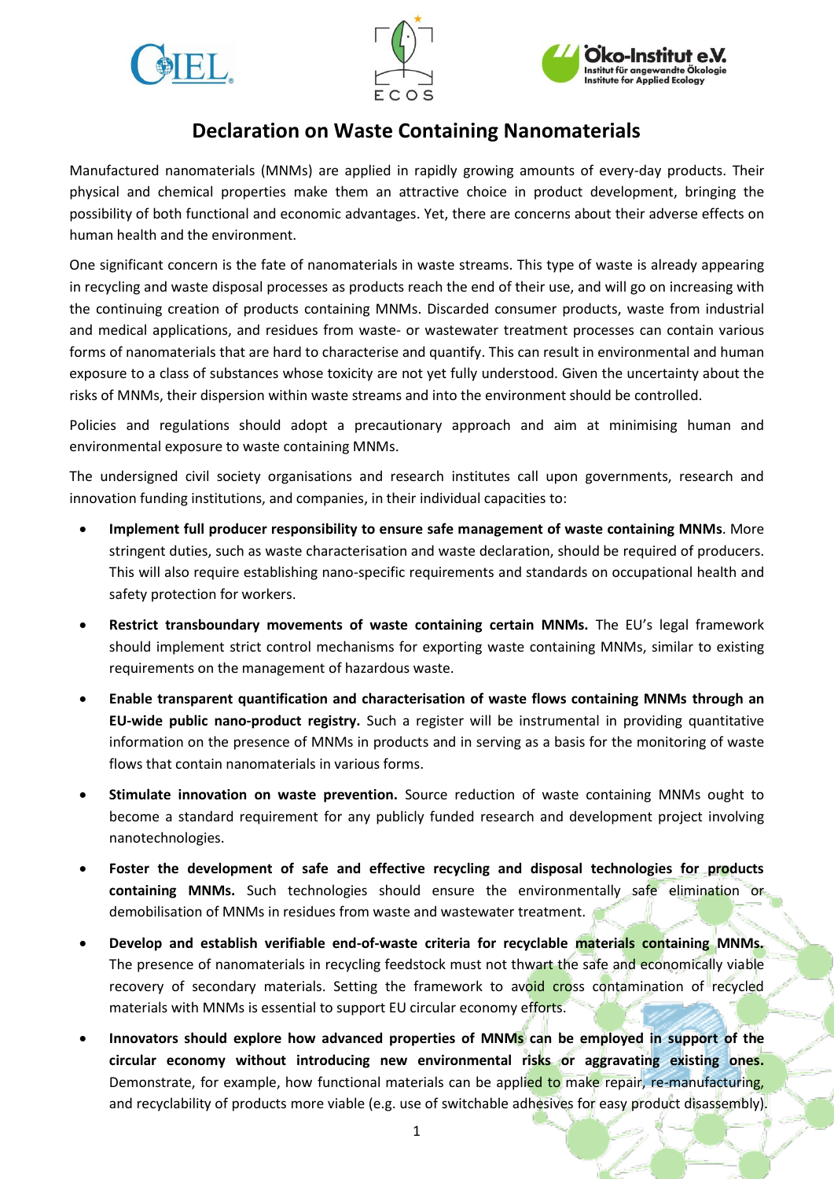# Declaration on Waste Containing Nanomaterials

Manufactured nanomaterials (MNMs) are applied in rapidly growing amounts of every-day products. Their physical and chemical properties make them an attractive choice in product development, bringing the possibility of both functional and economic advantages. Yet, there are concerns about their adverse effects on human health and the environment.

One significant concern is the fate of nanomaterials in waste streams. This type of waste is already appearing in recycling and waste disposal processes as products reach the end of their use, and will go on increasing with the continuing creation of products containing MNMs. Discarded consumer products, waste from industrial and medical applications, and residues from waste- or wastewater treatment processes can contain various forms of nanomaterials that are hard to characterise and quantify. This can result in environmental and human exposure to a class of substances whose toxicity are not yet fully understood. Given the uncertainty about the risks of MNMs, their dispersion within waste streams and into the environment should be controlled.

Policies and regulations should adopt a precautionary approach and aim at minimising human and environmental exposure to waste containing MNMs.

The undersigned civil society organisations and research institutes call upon governments, research and innovation funding institutions, and companies, in their individual capacities to:

- **Implement full producer responsibility to ensure safe management of waste containing MNMs**. More stringent duties, such as waste characterisation and waste declaration, should be required of producers. This will also require establishing nano-specific requirements and standards on occupational health and safety protection for workers.
- **Restrict transboundary movements of waste containing certain MNMs.** The EU's legal framework should implement strict control mechanisms for exporting waste containing MNMs, similar to existing requirements on the management of hazardous waste.
- **Enable transparent quantification and characterisation of waste flows containing MNMs through an EU-wide public nano-product registry.** Such a register will be instrumental in providing quantitative information on the presence of MNMs in products and in serving as a basis for the monitoring of waste flows that contain nanomaterials in various forms.
- **Stimulate innovation on waste prevention.** Source reduction of waste containing MNMs ought to become a standard requirement for any publicly funded research and development project involving nanotechnologies.
- **Foster the development of safe and effective recycling and disposal technologies for products containing MNMs.** Such technologies should ensure the environmentally safe elimination or demobilisation of MNMs in residues from waste and wastewater treatment.
- **Develop and establish verifiable end-of-waste criteria for recyclable materials containing MNMs.** The presence of nanomaterials in recycling feedstock must not thwart the safe and economically viable recovery of secondary materials. Setting the framework to avoid cross contamination of recycled materials with MNMs is essential to support EU circular economy efforts.
- **Innovators should explore how advanced properties of MNMs can be employed in support of the circular economy without introducing new environmental risks or aggravating existing ones.** Demonstrate, for example, how functional materials can be applied to make repair, re-manufacturing, and recyclability of products more viable (e.g. use of switchable adhesives for easy product disassembly).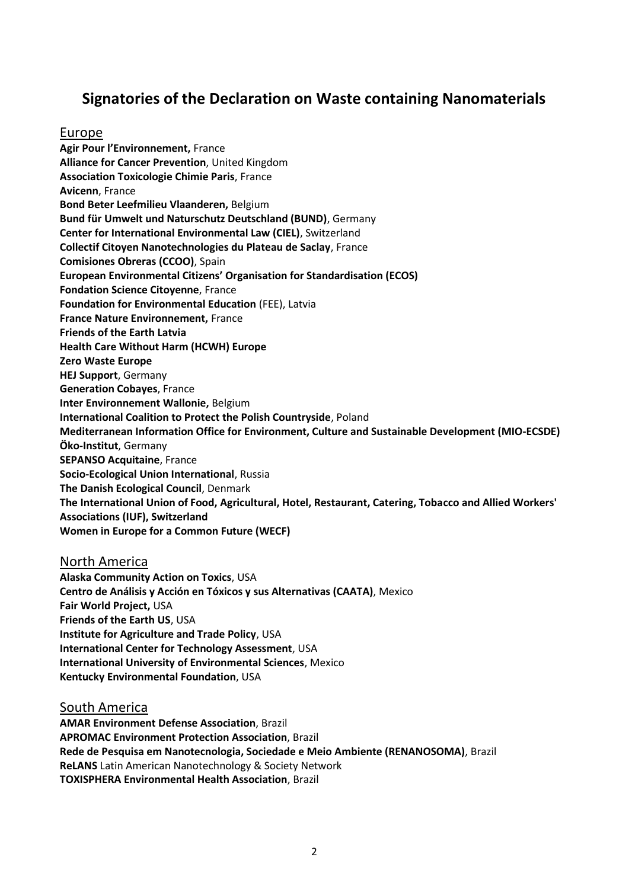# Signatories of the Declaration on Waste containing Nanomaterials

## Europe

**Agir Pour l'Environnement,** France
**Alliance for Cancer Prevention**, United Kingdom
**Association Toxicologie Chimie Paris**, France
**Avicenn**, France
**Bond Beter Leefmilieu Vlaanderen,** Belgium
**Bund für Umwelt und Naturschutz Deutschland (BUND)**, Germany
**Center for International Environmental Law (CIEL)**, Switzerland
**Collectif Citoyen Nanotechnologies du Plateau de Saclay**, France
**Comisiones Obreras (CCOO)**, Spain
**European Environmental Citizens' Organisation for Standardisation (ECOS)**
**Fondation Science Citoyenne**, France
**Foundation for Environmental Education** (FEE), Latvia
**France Nature Environnement,** France
**Friends of the Earth Latvia**
**Health Care Without Harm (HCWH) Europe**
**Zero Waste Europe**
**HEJ Support**, Germany
**Generation Cobayes**, France
**Inter Environnement Wallonie,** Belgium
**International Coalition to Protect the Polish Countryside**, Poland
**Mediterranean Information Office for Environment, Culture and Sustainable Development (MIO-ECSDE)**
**Öko-Institut**, Germany
**SEPANSO Acquitaine**, France
**Socio-Ecological Union International**, Russia
**The Danish Ecological Council**, Denmark
**The International Union of Food, Agricultural, Hotel, Restaurant, Catering, Tobacco and Allied Workers' Associations (IUF), Switzerland**
**Women in Europe for a Common Future (WECF)**

## North America

**Alaska Community Action on Toxics**, USA
**Centro de Análisis y Acción en Tóxicos y sus Alternativas (CAATA)**, Mexico
**Fair World Project,** USA
**Friends of the Earth US**, USA
**Institute for Agriculture and Trade Policy**, USA
**International Center for Technology Assessment**, USA
**International University of Environmental Sciences**, Mexico
**Kentucky Environmental Foundation**, USA

## South America

**AMAR Environment Defense Association**, Brazil
**APROMAC Environment Protection Association**, Brazil
**Rede de Pesquisa em Nanotecnologia, Sociedade e Meio Ambiente (RENANOSOMA)**, Brazil
**ReLANS** Latin American Nanotechnology & Society Network
**TOXISPHERA Environmental Health Association**, Brazil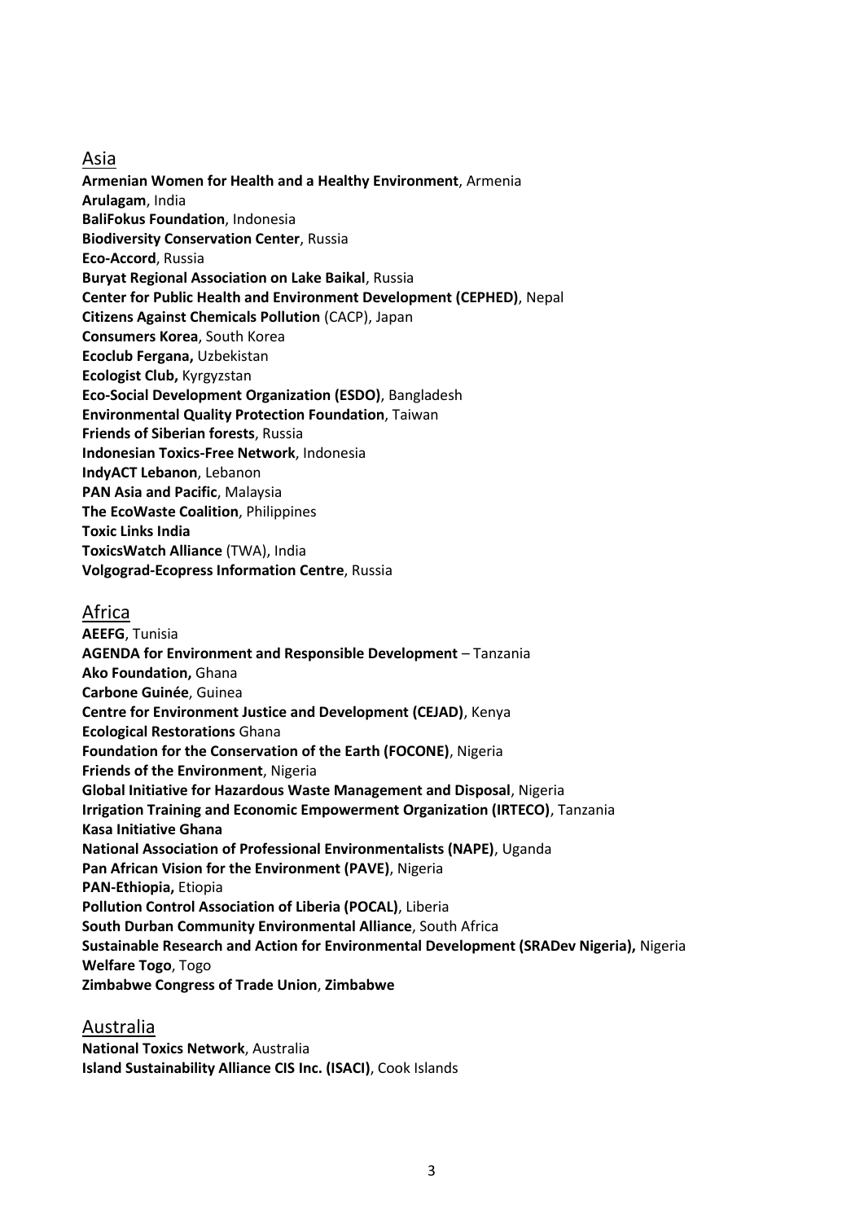## Asia

**Armenian Women for Health and a Healthy Environment**, Armenia
**Arulagam**, India
**BaliFokus Foundation**, Indonesia
**Biodiversity Conservation Center**, Russia
**Eco-Accord**, Russia
**Buryat Regional Association on Lake Baikal**, Russia
**Center for Public Health and Environment Development (CEPHED)**, Nepal
**Citizens Against Chemicals Pollution** (CACP), Japan
**Consumers Korea**, South Korea
**Ecoclub Fergana,** Uzbekistan
**Ecologist Club,** Kyrgyzstan
**Eco-Social Development Organization (ESDO)**, Bangladesh
**Environmental Quality Protection Foundation**, Taiwan
**Friends of Siberian forests**, Russia
**Indonesian Toxics-Free Network**, Indonesia
**IndyACT Lebanon**, Lebanon
**PAN Asia and Pacific**, Malaysia
**The EcoWaste Coalition**, Philippines
**Toxic Links India**
**ToxicsWatch Alliance** (TWA), India
**Volgograd-Ecopress Information Centre**, Russia

## Africa

**AEEFG**, Tunisia
**AGENDA for Environment and Responsible Development** – Tanzania
**Ako Foundation,** Ghana
**Carbone Guinée**, Guinea
**Centre for Environment Justice and Development (CEJAD)**, Kenya
**Ecological Restorations** Ghana
**Foundation for the Conservation of the Earth (FOCONE)**, Nigeria
**Friends of the Environment**, Nigeria
**Global Initiative for Hazardous Waste Management and Disposal**, Nigeria
**Irrigation Training and Economic Empowerment Organization (IRTECO)**, Tanzania
**Kasa Initiative Ghana**
**National Association of Professional Environmentalists (NAPE)**, Uganda
**Pan African Vision for the Environment (PAVE)**, Nigeria
**PAN-Ethiopia,** Etiopia
**Pollution Control Association of Liberia (POCAL)**, Liberia
**South Durban Community Environmental Alliance**, South Africa
**Sustainable Research and Action for Environmental Development (SRADev Nigeria),** Nigeria
**Welfare Togo**, Togo
**Zimbabwe Congress of Trade Union**, **Zimbabwe**

## Australia

**National Toxics Network**, Australia
**Island Sustainability Alliance CIS Inc. (ISACI)**, Cook Islands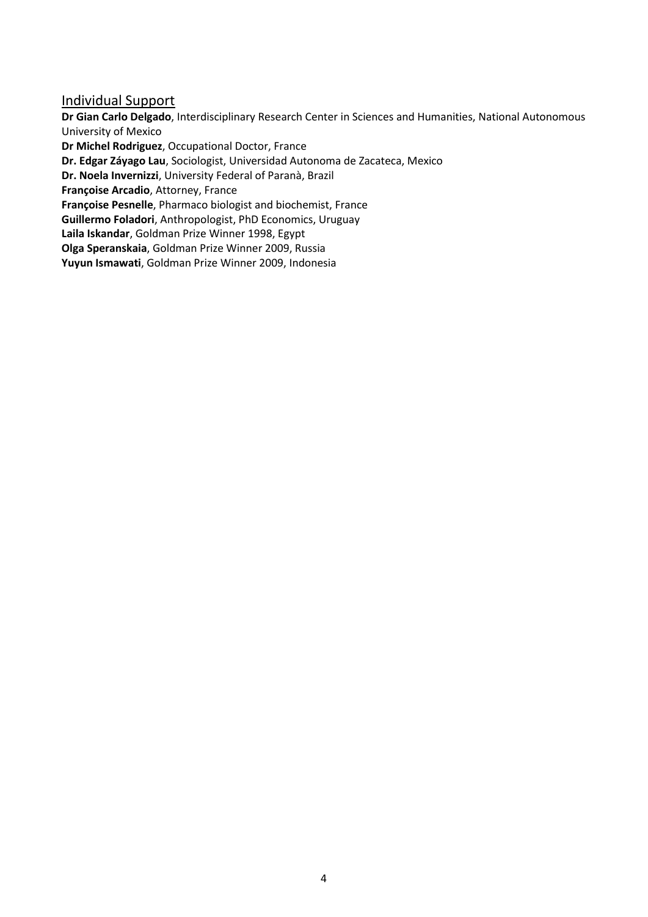## Individual Support

**Dr Gian Carlo Delgado**, Interdisciplinary Research Center in Sciences and Humanities, National Autonomous University of Mexico
**Dr Michel Rodriguez**, Occupational Doctor, France
**Dr. Edgar Záyago Lau**, Sociologist, Universidad Autonoma de Zacateca, Mexico
**Dr. Noela Invernizzi**, University Federal of Paranà, Brazil
**Françoise Arcadio**, Attorney, France
**Françoise Pesnelle**, Pharmaco biologist and biochemist, France
**Guillermo Foladori**, Anthropologist, PhD Economics, Uruguay
**Laila Iskandar**, Goldman Prize Winner 1998, Egypt
**Olga Speranskaia**, Goldman Prize Winner 2009, Russia
**Yuyun Ismawati**, Goldman Prize Winner 2009, Indonesia